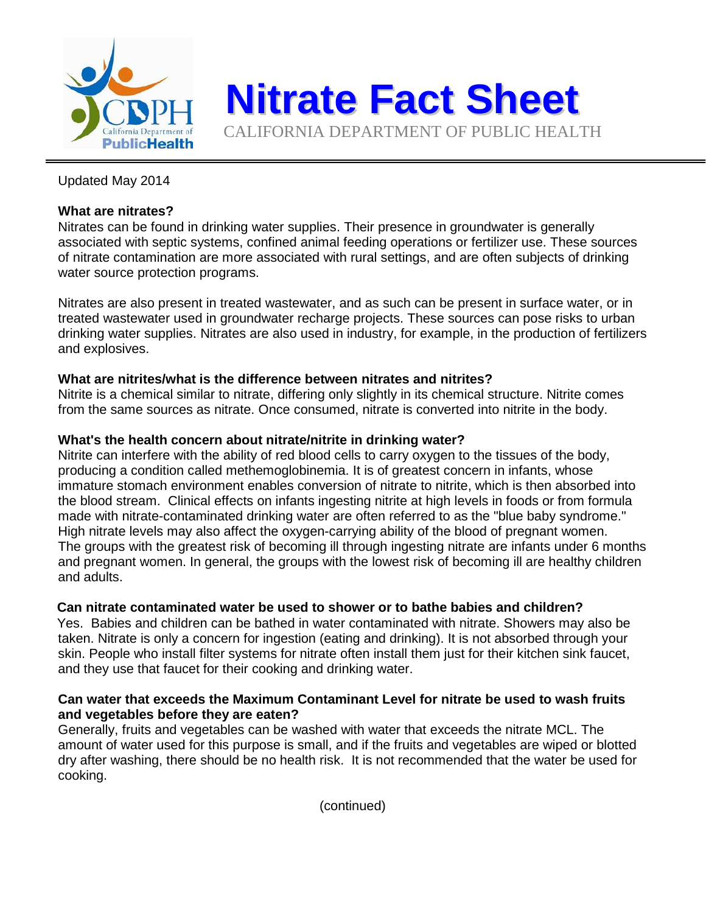# Nitrate Fact Sheet

CALIFORNIA DEPARTMENT OF PUBLIC HEALTH

Updated May 2014

**What are nitrates?**

Nitrates can be found in drinking water supplies. Their presence in groundwater is generally associated with septic systems, confined animal feeding operations or fertilizer use. These sources of nitrate contamination are more associated with rural settings, and are often subjects of drinking water source protection programs.

Nitrates are also present in treated wastewater, and as such can be present in surface water, or in treated wastewater used in groundwater recharge projects. These sources can pose risks to urban drinking water supplies. Nitrates are also used in industry, for example, in the production of fertilizers and explosives.

**What are nitrites/what is the difference between nitrates and nitrites?**

Nitrite is a chemical similar to nitrate, differing only slightly in its chemical structure. Nitrite comes from the same sources as nitrate. Once consumed, nitrate is converted into nitrite in the body.

**What's the health concern about nitrate/nitrite in drinking water?**

Nitrite can interfere with the ability of red blood cells to carry oxygen to the tissues of the body, producing a condition called methemoglobinemia. It is of greatest concern in infants, whose immature stomach environment enables conversion of nitrate to nitrite, which is then absorbed into the blood stream. Clinical effects on infants ingesting nitrite at high levels in foods or from formula made with nitrate-contaminated drinking water are often referred to as the "blue baby syndrome." High nitrate levels may also affect the oxygen-carrying ability of the blood of pregnant women. The groups with the greatest risk of becoming ill through ingesting nitrate are infants under 6 months and pregnant women. In general, the groups with the lowest risk of becoming ill are healthy children and adults.

**Can nitrate contaminated water be used to shower or to bathe babies and children?**

Yes. Babies and children can be bathed in water contaminated with nitrate. Showers may also be taken. Nitrate is only a concern for ingestion (eating and drinking). It is not absorbed through your skin. People who install filter systems for nitrate often install them just for their kitchen sink faucet, and they use that faucet for their cooking and drinking water.

**Can water that exceeds the Maximum Contaminant Level for nitrate be used to wash fruits and vegetables before they are eaten?**

Generally, fruits and vegetables can be washed with water that exceeds the nitrate MCL. The amount of water used for this purpose is small, and if the fruits and vegetables are wiped or blotted dry after washing, there should be no health risk. It is not recommended that the water be used for cooking.

(continued)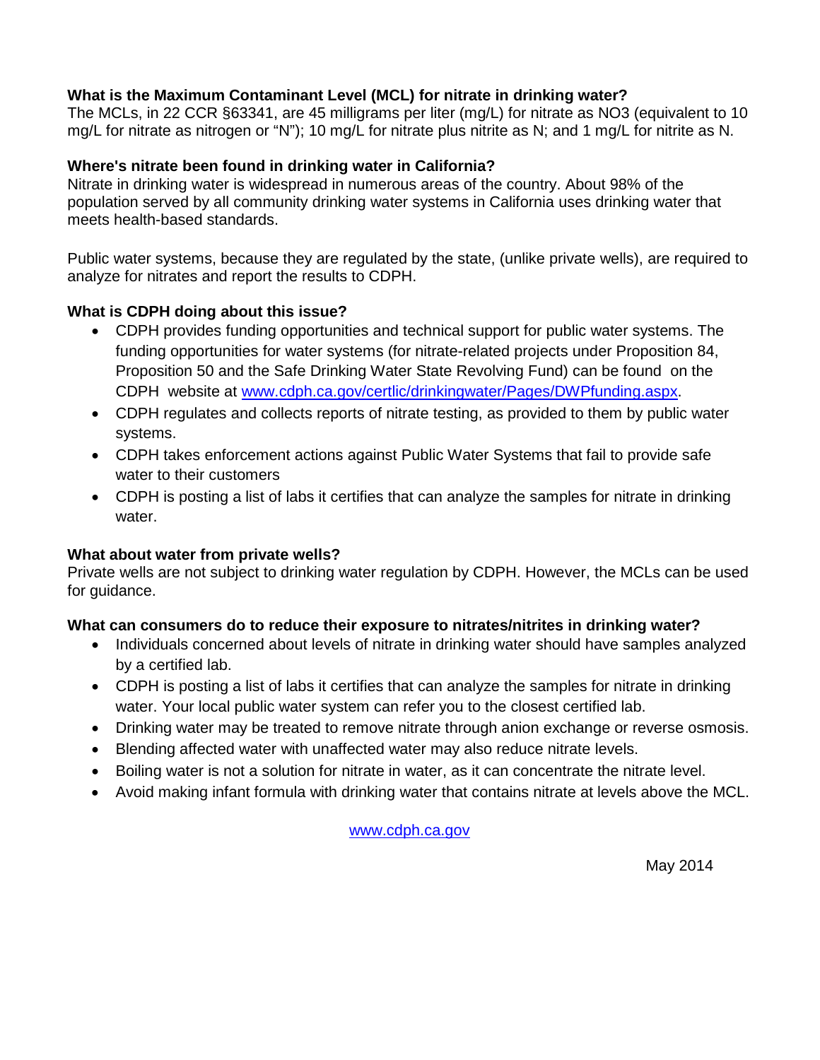**What is the Maximum Contaminant Level (MCL) for nitrate in drinking water?**

The MCLs, in 22 CCR §63341, are 45 milligrams per liter (mg/L) for nitrate as $NO_3$ (equivalent to 10 mg/L for nitrate as nitrogen or "N"); 10 mg/L for nitrate plus nitrite as N; and 1 mg/L for nitrite as N.

**Where's nitrate been found in drinking water in California?**

Nitrate in drinking water is widespread in numerous areas of the country. About 98% of the population served by all community drinking water systems in California uses drinking water that meets health-based standards.

Public water systems, because they are regulated by the state, (unlike private wells), are required to analyze for nitrates and report the results to CDPH.

**What is CDPH doing about this issue?**

- CDPH provides funding opportunities and technical support for public water systems. The funding opportunities for water systems (for nitrate-related projects under Proposition 84, Proposition 50 and the Safe Drinking Water State Revolving Fund) can be found on the CDPH website at [www.cdph.ca.gov/certlic/drinkingwater/Pages/DWPfunding.aspx](www.cdph.ca.gov/certlic/drinkingwater/Pages/DWPfunding.aspx).
- CDPH regulates and collects reports of nitrate testing, as provided to them by public water systems.
- CDPH takes enforcement actions against Public Water Systems that fail to provide safe water to their customers
- CDPH is posting a list of labs it certifies that can analyze the samples for nitrate in drinking water.

**What about water from private wells?**

Private wells are not subject to drinking water regulation by CDPH. However, the MCLs can be used for guidance.

**What can consumers do to reduce their exposure to nitrates/nitrites in drinking water?**

- Individuals concerned about levels of nitrate in drinking water should have samples analyzed by a certified lab.
- CDPH is posting a list of labs it certifies that can analyze the samples for nitrate in drinking water. Your local public water system can refer you to the closest certified lab.
- Drinking water may be treated to remove nitrate through anion exchange or reverse osmosis.
- Blending affected water with unaffected water may also reduce nitrate levels.
- Boiling water is not a solution for nitrate in water, as it can concentrate the nitrate level.
- Avoid making infant formula with drinking water that contains nitrate at levels above the MCL.

[www.cdph.ca.gov](www.cdph.ca.gov)

May 2014